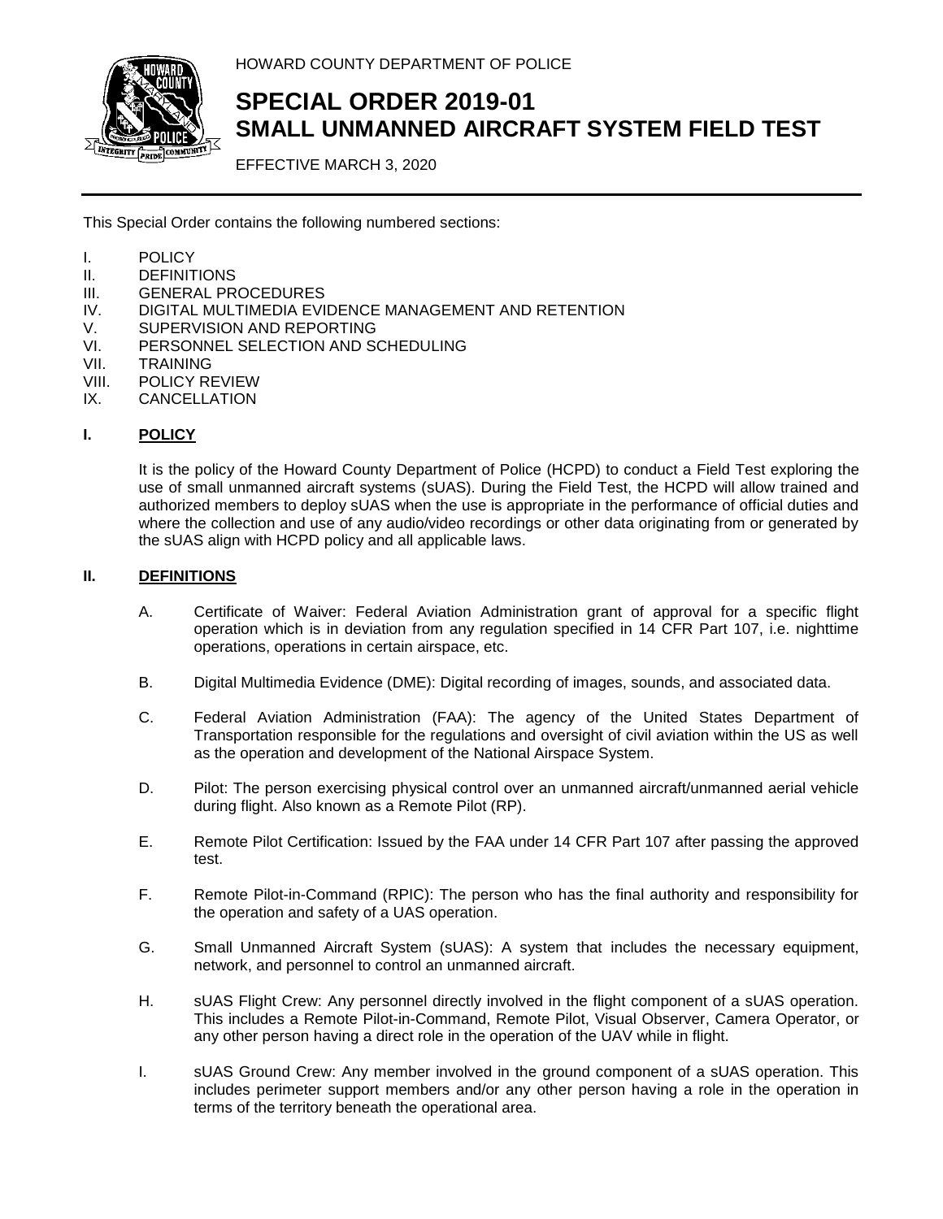HOWARD COUNTY DEPARTMENT OF POLICE

# SPECIAL ORDER 2019-01
# SMALL UNMANNED AIRCRAFT SYSTEM FIELD TEST

EFFECTIVE MARCH 3, 2020

This Special Order contains the following numbered sections:

I. POLICY
II. DEFINITIONS
III. GENERAL PROCEDURES
IV. DIGITAL MULTIMEDIA EVIDENCE MANAGEMENT AND RETENTION
V. SUPERVISION AND REPORTING
VI. PERSONNEL SELECTION AND SCHEDULING
VII. TRAINING
VIII. POLICY REVIEW
IX. CANCELLATION

## I. POLICY

It is the policy of the Howard County Department of Police (HCPD) to conduct a Field Test exploring the use of small unmanned aircraft systems (sUAS). During the Field Test, the HCPD will allow trained and authorized members to deploy sUAS when the use is appropriate in the performance of official duties and where the collection and use of any audio/video recordings or other data originating from or generated by the sUAS align with HCPD policy and all applicable laws.

## II. DEFINITIONS

A. Certificate of Waiver: Federal Aviation Administration grant of approval for a specific flight operation which is in deviation from any regulation specified in 14 CFR Part 107, i.e. nighttime operations, operations in certain airspace, etc.

B. Digital Multimedia Evidence (DME): Digital recording of images, sounds, and associated data.

C. Federal Aviation Administration (FAA): The agency of the United States Department of Transportation responsible for the regulations and oversight of civil aviation within the US as well as the operation and development of the National Airspace System.

D. Pilot: The person exercising physical control over an unmanned aircraft/unmanned aerial vehicle during flight. Also known as a Remote Pilot (RP).

E. Remote Pilot Certification: Issued by the FAA under 14 CFR Part 107 after passing the approved test.

F. Remote Pilot-in-Command (RPIC): The person who has the final authority and responsibility for the operation and safety of a UAS operation.

G. Small Unmanned Aircraft System (sUAS): A system that includes the necessary equipment, network, and personnel to control an unmanned aircraft.

H. sUAS Flight Crew: Any personnel directly involved in the flight component of a sUAS operation. This includes a Remote Pilot-in-Command, Remote Pilot, Visual Observer, Camera Operator, or any other person having a direct role in the operation of the UAV while in flight.

I. sUAS Ground Crew: Any member involved in the ground component of a sUAS operation. This includes perimeter support members and/or any other person having a role in the operation in terms of the territory beneath the operational area.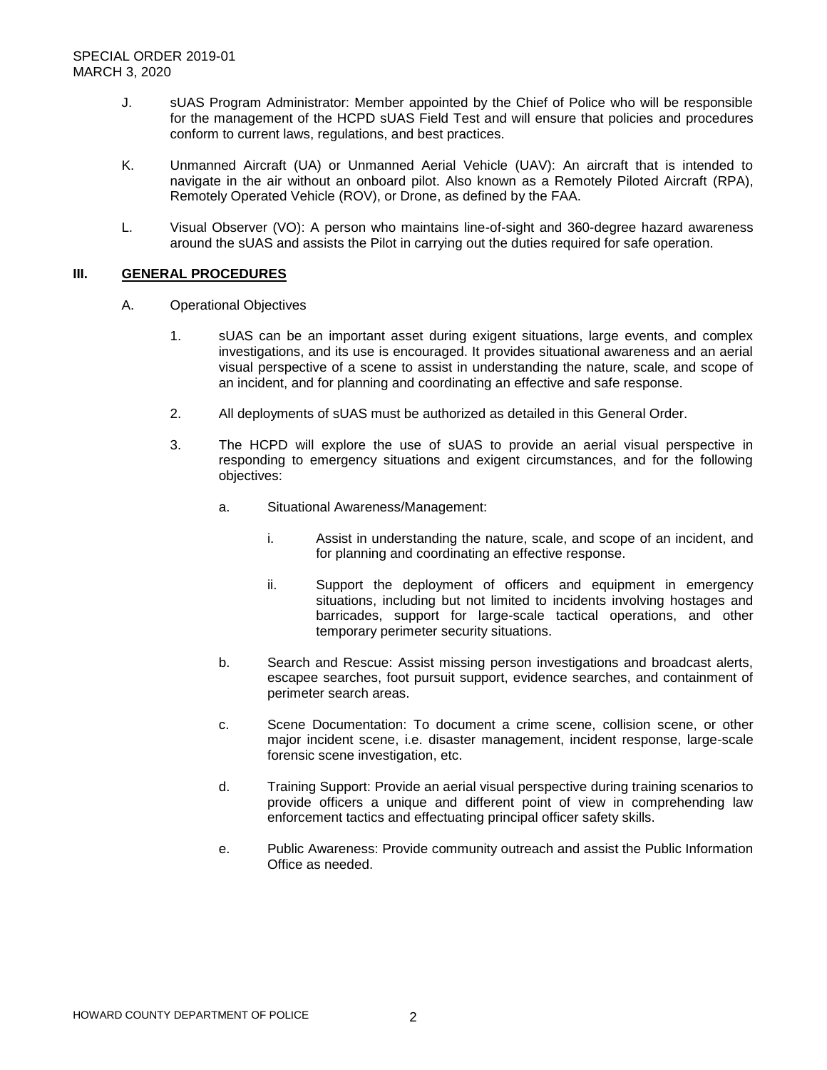J. sUAS Program Administrator: Member appointed by the Chief of Police who will be responsible for the management of the HCPD sUAS Field Test and will ensure that policies and procedures conform to current laws, regulations, and best practices.

K. Unmanned Aircraft (UA) or Unmanned Aerial Vehicle (UAV): An aircraft that is intended to navigate in the air without an onboard pilot. Also known as a Remotely Piloted Aircraft (RPA), Remotely Operated Vehicle (ROV), or Drone, as defined by the FAA.

L. Visual Observer (VO): A person who maintains line-of-sight and 360-degree hazard awareness around the sUAS and assists the Pilot in carrying out the duties required for safe operation.

## III. GENERAL PROCEDURES

A. Operational Objectives

1. sUAS can be an important asset during exigent situations, large events, and complex investigations, and its use is encouraged. It provides situational awareness and an aerial visual perspective of a scene to assist in understanding the nature, scale, and scope of an incident, and for planning and coordinating an effective and safe response.

2. All deployments of sUAS must be authorized as detailed in this General Order.

3. The HCPD will explore the use of sUAS to provide an aerial visual perspective in responding to emergency situations and exigent circumstances, and for the following objectives:

   a. Situational Awareness/Management:

      i. Assist in understanding the nature, scale, and scope of an incident, and for planning and coordinating an effective response.

      ii. Support the deployment of officers and equipment in emergency situations, including but not limited to incidents involving hostages and barricades, support for large-scale tactical operations, and other temporary perimeter security situations.

   b. Search and Rescue: Assist missing person investigations and broadcast alerts, escapee searches, foot pursuit support, evidence searches, and containment of perimeter search areas.

   c. Scene Documentation: To document a crime scene, collision scene, or other major incident scene, i.e. disaster management, incident response, large-scale forensic scene investigation, etc.

   d. Training Support: Provide an aerial visual perspective during training scenarios to provide officers a unique and different point of view in comprehending law enforcement tactics and effectuating principal officer safety skills.

   e. Public Awareness: Provide community outreach and assist the Public Information Office as needed.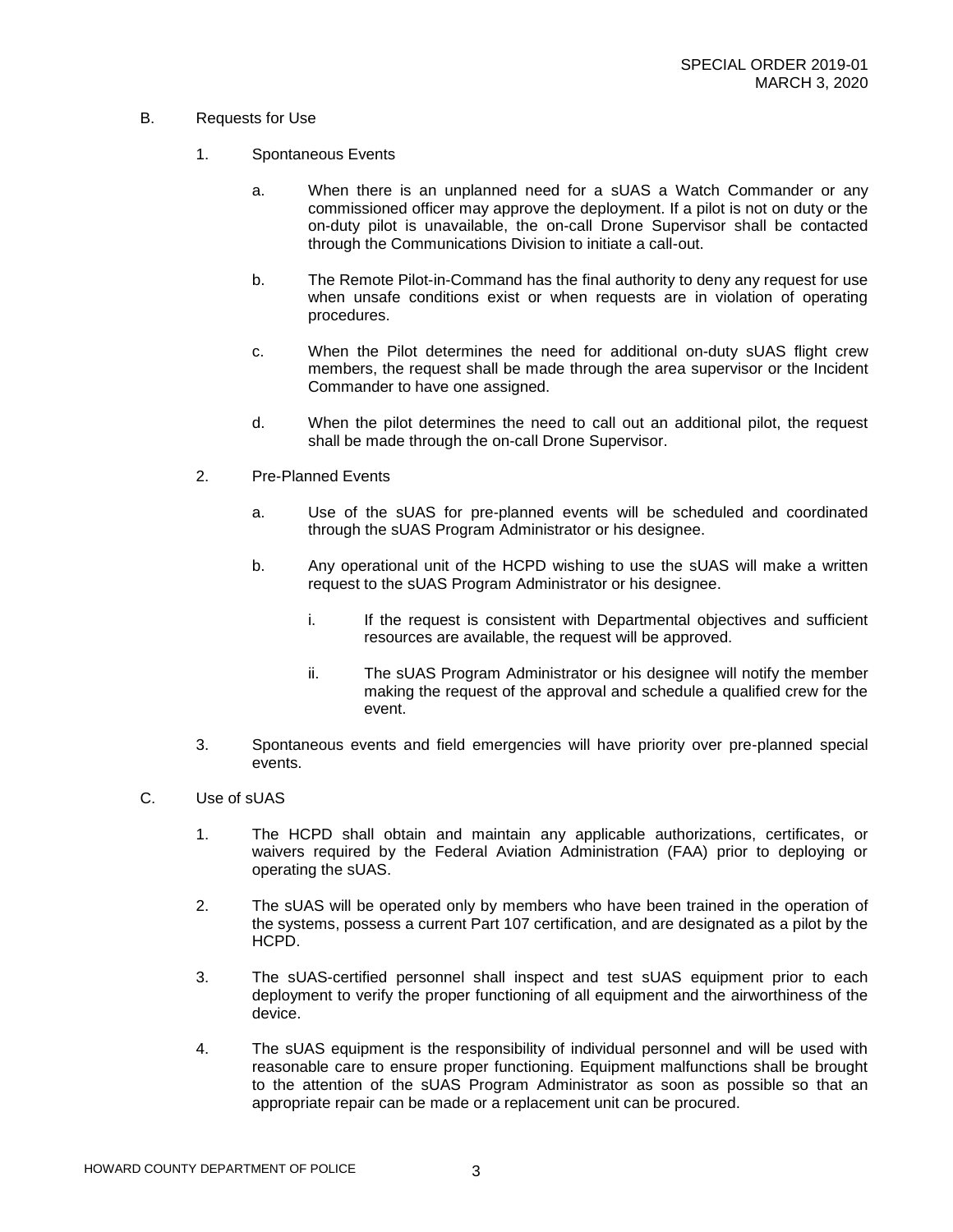B. Requests for Use

1. Spontaneous Events

   a. When there is an unplanned need for a sUAS a Watch Commander or any commissioned officer may approve the deployment. If a pilot is not on duty or the on-duty pilot is unavailable, the on-call Drone Supervisor shall be contacted through the Communications Division to initiate a call-out.

   b. The Remote Pilot-in-Command has the final authority to deny any request for use when unsafe conditions exist or when requests are in violation of operating procedures.

   c. When the Pilot determines the need for additional on-duty sUAS flight crew members, the request shall be made through the area supervisor or the Incident Commander to have one assigned.

   d. When the pilot determines the need to call out an additional pilot, the request shall be made through the on-call Drone Supervisor.

2. Pre-Planned Events

   a. Use of the sUAS for pre-planned events will be scheduled and coordinated through the sUAS Program Administrator or his designee.

   b. Any operational unit of the HCPD wishing to use the sUAS will make a written request to the sUAS Program Administrator or his designee.

      i. If the request is consistent with Departmental objectives and sufficient resources are available, the request will be approved.

      ii. The sUAS Program Administrator or his designee will notify the member making the request of the approval and schedule a qualified crew for the event.

3. Spontaneous events and field emergencies will have priority over pre-planned special events.

C. Use of sUAS

1. The HCPD shall obtain and maintain any applicable authorizations, certificates, or waivers required by the Federal Aviation Administration (FAA) prior to deploying or operating the sUAS.

2. The sUAS will be operated only by members who have been trained in the operation of the systems, possess a current Part 107 certification, and are designated as a pilot by the HCPD.

3. The sUAS-certified personnel shall inspect and test sUAS equipment prior to each deployment to verify the proper functioning of all equipment and the airworthiness of the device.

4. The sUAS equipment is the responsibility of individual personnel and will be used with reasonable care to ensure proper functioning. Equipment malfunctions shall be brought to the attention of the sUAS Program Administrator as soon as possible so that an appropriate repair can be made or a replacement unit can be procured.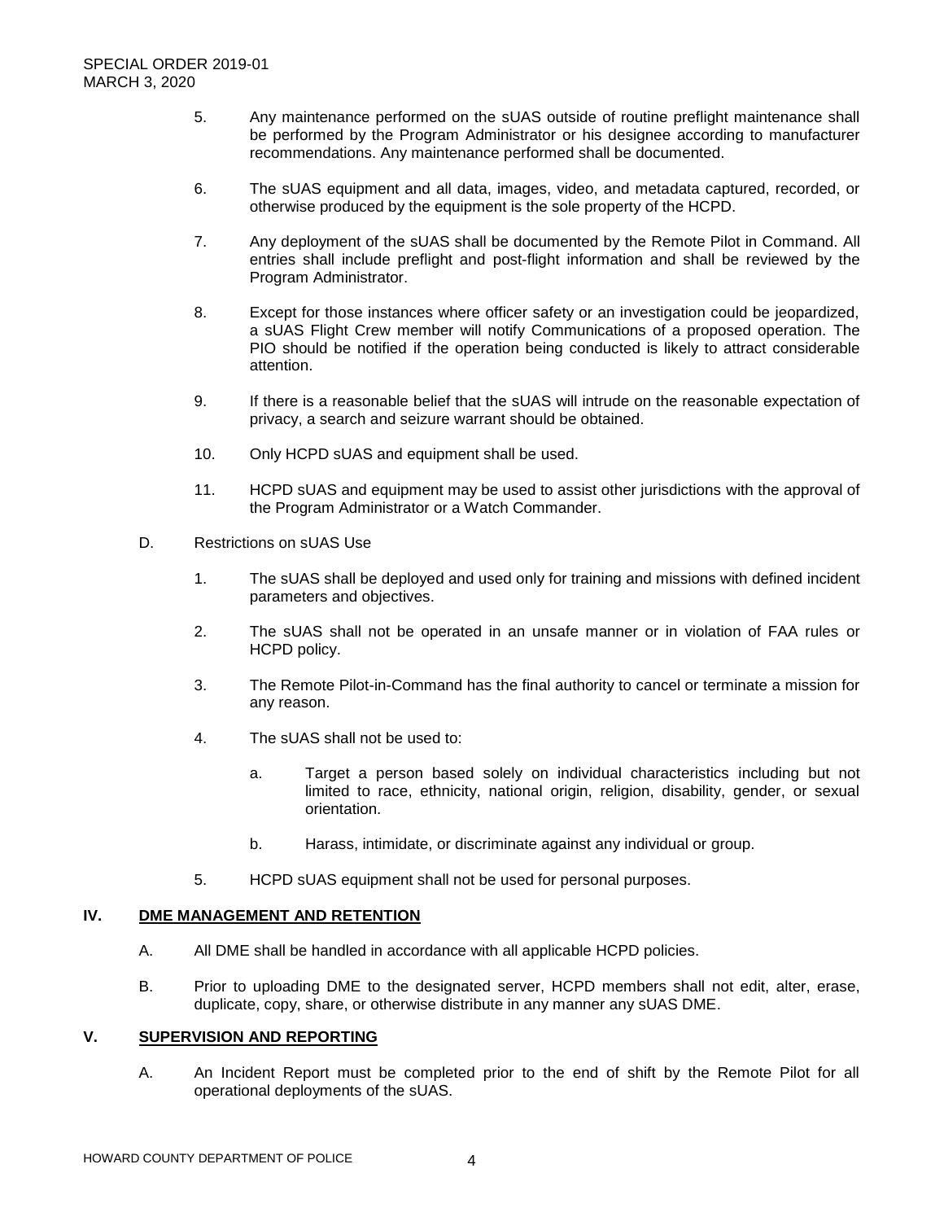5. Any maintenance performed on the sUAS outside of routine preflight maintenance shall be performed by the Program Administrator or his designee according to manufacturer recommendations. Any maintenance performed shall be documented.

6. The sUAS equipment and all data, images, video, and metadata captured, recorded, or otherwise produced by the equipment is the sole property of the HCPD.

7. Any deployment of the sUAS shall be documented by the Remote Pilot in Command. All entries shall include preflight and post-flight information and shall be reviewed by the Program Administrator.

8. Except for those instances where officer safety or an investigation could be jeopardized, a sUAS Flight Crew member will notify Communications of a proposed operation. The PIO should be notified if the operation being conducted is likely to attract considerable attention.

9. If there is a reasonable belief that the sUAS will intrude on the reasonable expectation of privacy, a search and seizure warrant should be obtained.

10. Only HCPD sUAS and equipment shall be used.

11. HCPD sUAS and equipment may be used to assist other jurisdictions with the approval of the Program Administrator or a Watch Commander.

D. Restrictions on sUAS Use

1. The sUAS shall be deployed and used only for training and missions with defined incident parameters and objectives.

2. The sUAS shall not be operated in an unsafe manner or in violation of FAA rules or HCPD policy.

3. The Remote Pilot-in-Command has the final authority to cancel or terminate a mission for any reason.

4. The sUAS shall not be used to:

   a. Target a person based solely on individual characteristics including but not limited to race, ethnicity, national origin, religion, disability, gender, or sexual orientation.

   b. Harass, intimidate, or discriminate against any individual or group.

5. HCPD sUAS equipment shall not be used for personal purposes.

## IV. DME MANAGEMENT AND RETENTION

A. All DME shall be handled in accordance with all applicable HCPD policies.

B. Prior to uploading DME to the designated server, HCPD members shall not edit, alter, erase, duplicate, copy, share, or otherwise distribute in any manner any sUAS DME.

## V. SUPERVISION AND REPORTING

A. An Incident Report must be completed prior to the end of shift by the Remote Pilot for all operational deployments of the sUAS.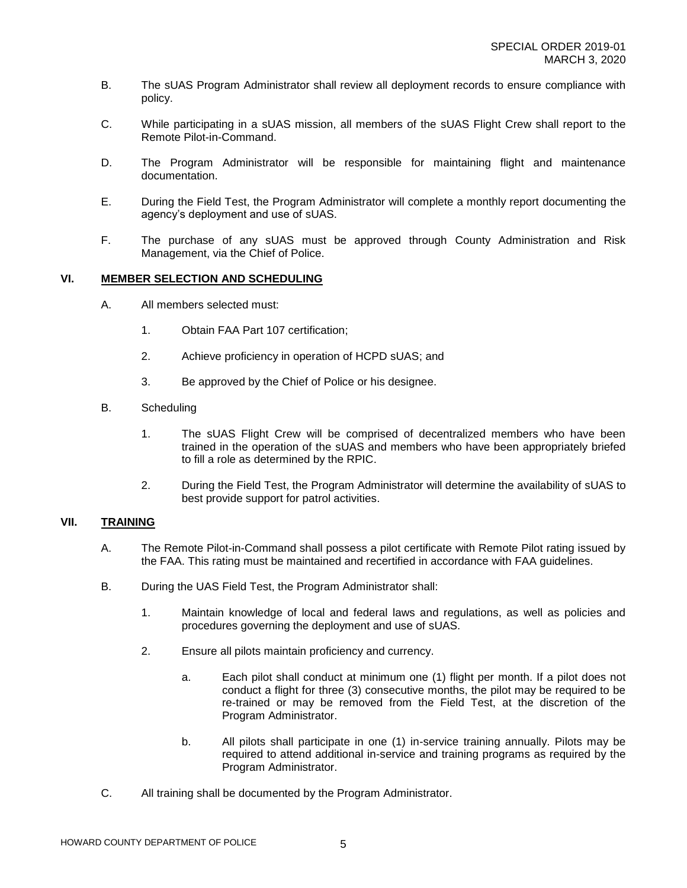B. The sUAS Program Administrator shall review all deployment records to ensure compliance with policy.

C. While participating in a sUAS mission, all members of the sUAS Flight Crew shall report to the Remote Pilot-in-Command.

D. The Program Administrator will be responsible for maintaining flight and maintenance documentation.

E. During the Field Test, the Program Administrator will complete a monthly report documenting the agency's deployment and use of sUAS.

F. The purchase of any sUAS must be approved through County Administration and Risk Management, via the Chief of Police.

## VI. MEMBER SELECTION AND SCHEDULING

A. All members selected must:

1. Obtain FAA Part 107 certification;

2. Achieve proficiency in operation of HCPD sUAS; and

3. Be approved by the Chief of Police or his designee.

B. Scheduling

1. The sUAS Flight Crew will be comprised of decentralized members who have been trained in the operation of the sUAS and members who have been appropriately briefed to fill a role as determined by the RPIC.

2. During the Field Test, the Program Administrator will determine the availability of sUAS to best provide support for patrol activities.

## VII. TRAINING

A. The Remote Pilot-in-Command shall possess a pilot certificate with Remote Pilot rating issued by the FAA. This rating must be maintained and recertified in accordance with FAA guidelines.

B. During the UAS Field Test, the Program Administrator shall:

1. Maintain knowledge of local and federal laws and regulations, as well as policies and procedures governing the deployment and use of sUAS.

2. Ensure all pilots maintain proficiency and currency.

   a. Each pilot shall conduct at minimum one (1) flight per month. If a pilot does not conduct a flight for three (3) consecutive months, the pilot may be required to be re-trained or may be removed from the Field Test, at the discretion of the Program Administrator.

   b. All pilots shall participate in one (1) in-service training annually. Pilots may be required to attend additional in-service and training programs as required by the Program Administrator.

C. All training shall be documented by the Program Administrator.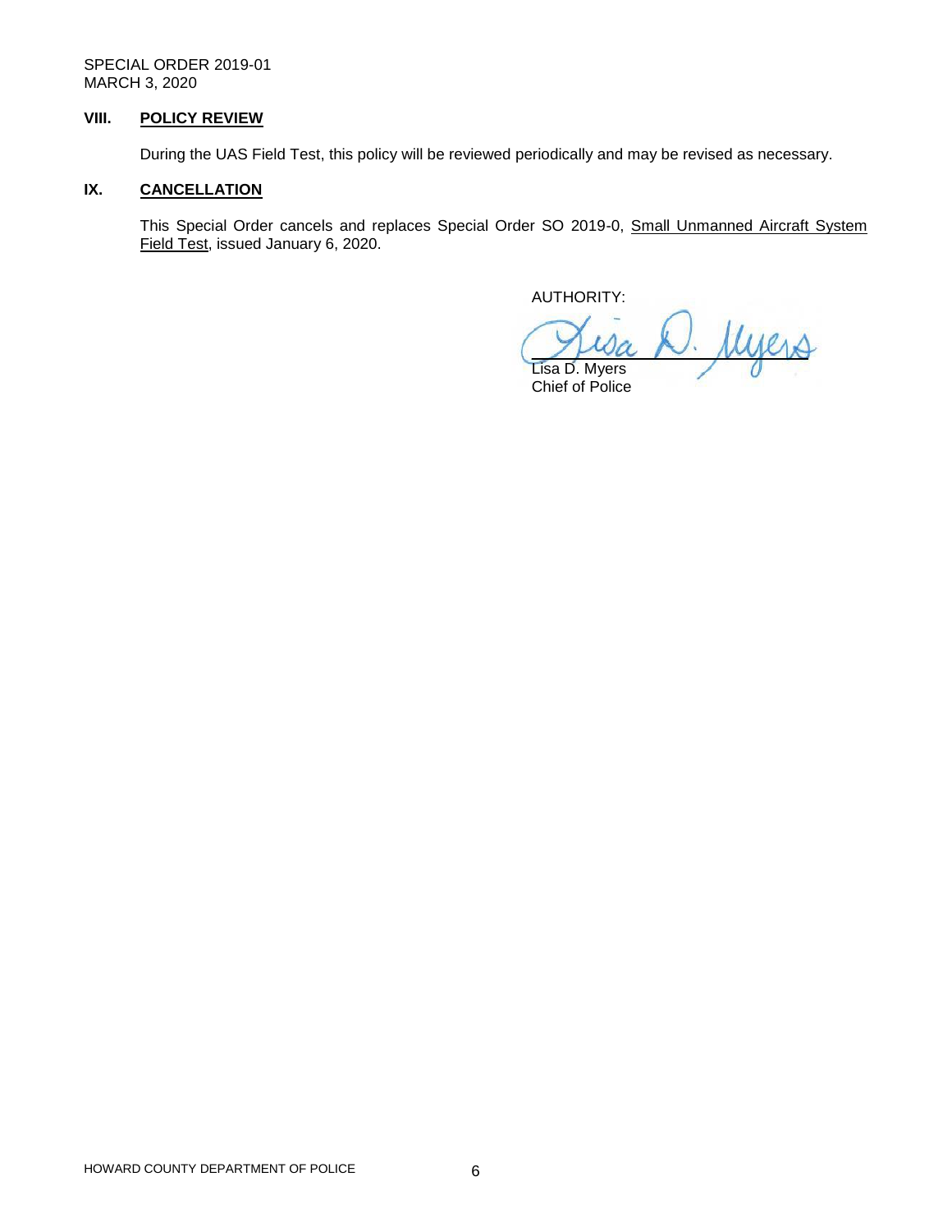## VIII. POLICY REVIEW

During the UAS Field Test, this policy will be reviewed periodically and may be revised as necessary.

## IX. CANCELLATION

This Special Order cancels and replaces Special Order SO 2019-0, Small Unmanned Aircraft System Field Test, issued January 6, 2020.

AUTHORITY:

Lisa D. Myers
Chief of Police